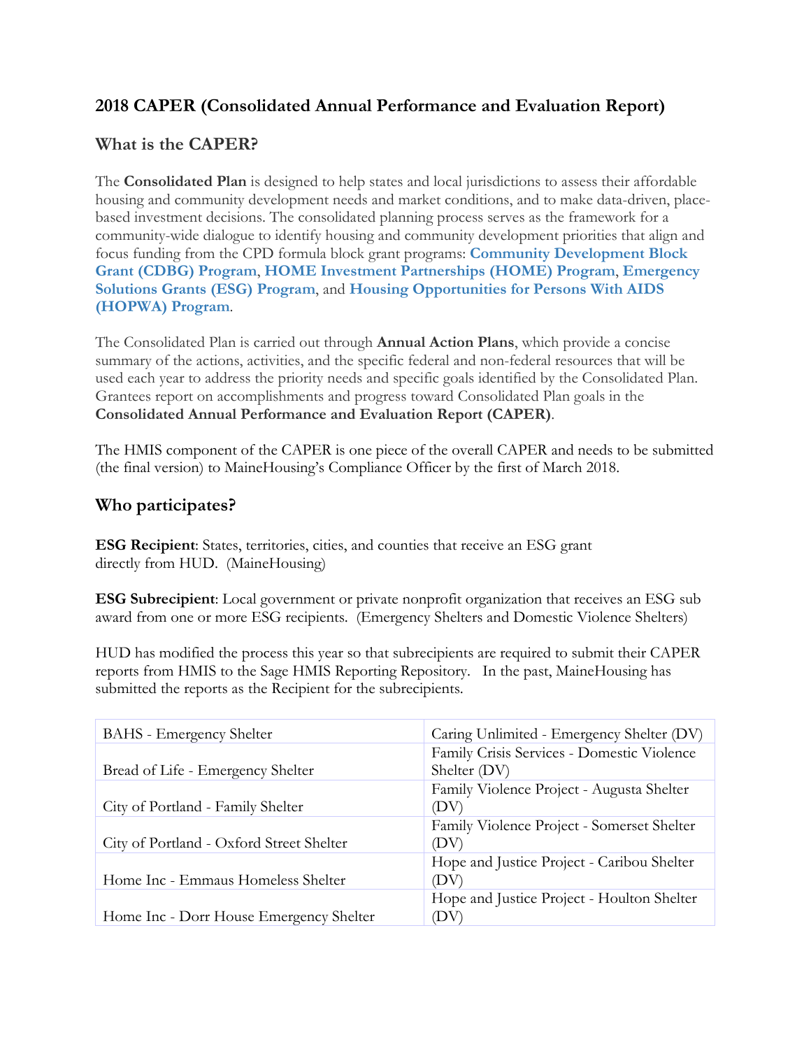## 2018 CAPER (Consolidated Annual Performance and Evaluation Report)

### What is the CAPER?

The **Consolidated Plan** is designed to help states and local jurisdictions to assess their affordable housing and community development needs and market conditions, and to make data-driven, place-based investment decisions. The consolidated planning process serves as the framework for a community-wide dialogue to identify housing and community development priorities that align and focus funding from the CPD formula block grant programs: **Community Development Block Grant (CDBG) Program**, **HOME Investment Partnerships (HOME) Program**, **Emergency Solutions Grants (ESG) Program**, and **Housing Opportunities for Persons With AIDS (HOPWA) Program**.

The Consolidated Plan is carried out through **Annual Action Plans**, which provide a concise summary of the actions, activities, and the specific federal and non-federal resources that will be used each year to address the priority needs and specific goals identified by the Consolidated Plan. Grantees report on accomplishments and progress toward Consolidated Plan goals in the **Consolidated Annual Performance and Evaluation Report (CAPER)**.

The HMIS component of the CAPER is one piece of the overall CAPER and needs to be submitted (the final version) to MaineHousing's Compliance Officer by the first of March 2018.

### Who participates?

**ESG Recipient**: States, territories, cities, and counties that receive an ESG grant directly from HUD. (MaineHousing)

**ESG Subrecipient**: Local government or private nonprofit organization that receives an ESG sub award from one or more ESG recipients. (Emergency Shelters and Domestic Violence Shelters)

HUD has modified the process this year so that subrecipients are required to submit their CAPER reports from HMIS to the Sage HMIS Reporting Repository. In the past, MaineHousing has submitted the reports as the Recipient for the subrecipients.

| | |
|---|---|
| BAHS - Emergency Shelter | Caring Unlimited - Emergency Shelter (DV) |
| Bread of Life - Emergency Shelter | Family Crisis Services - Domestic Violence Shelter (DV) |
| City of Portland - Family Shelter | Family Violence Project - Augusta Shelter (DV) |
| City of Portland - Oxford Street Shelter | Family Violence Project - Somerset Shelter (DV) |
| Home Inc - Emmaus Homeless Shelter | Hope and Justice Project - Caribou Shelter (DV) |
| Home Inc - Dorr House Emergency Shelter | Hope and Justice Project - Houlton Shelter (DV) |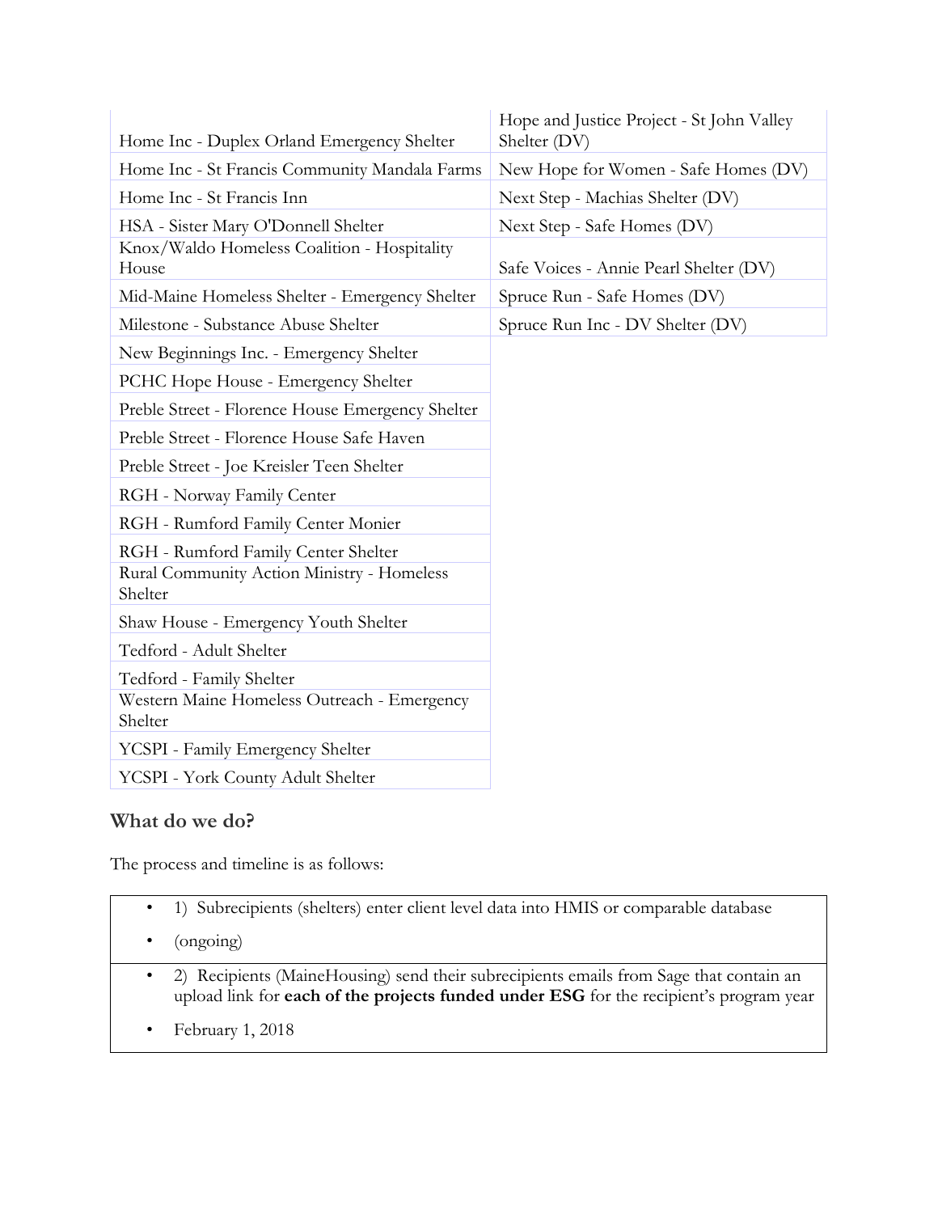| | |
|---|---|
| Home Inc - Duplex Orland Emergency Shelter | Hope and Justice Project - St John Valley Shelter (DV) |
| Home Inc - St Francis Community Mandala Farms | New Hope for Women - Safe Homes (DV) |
| Home Inc - St Francis Inn | Next Step - Machias Shelter (DV) |
| HSA - Sister Mary O'Donnell Shelter | Next Step - Safe Homes (DV) |
| Knox/Waldo Homeless Coalition - Hospitality House | Safe Voices - Annie Pearl Shelter (DV) |
| Mid-Maine Homeless Shelter - Emergency Shelter | Spruce Run - Safe Homes (DV) |
| Milestone - Substance Abuse Shelter | Spruce Run Inc - DV Shelter (DV) |
| New Beginnings Inc. - Emergency Shelter | |
| PCHC Hope House - Emergency Shelter | |
| Preble Street - Florence House Emergency Shelter | |
| Preble Street - Florence House Safe Haven | |
| Preble Street - Joe Kreisler Teen Shelter | |
| RGH - Norway Family Center | |
| RGH - Rumford Family Center Monier | |
| RGH - Rumford Family Center Shelter | |
| Rural Community Action Ministry - Homeless Shelter | |
| Shaw House - Emergency Youth Shelter | |
| Tedford - Adult Shelter | |
| Tedford - Family Shelter | |
| Western Maine Homeless Outreach - Emergency Shelter | |
| YCSPI - Family Emergency Shelter | |
| YCSPI - York County Adult Shelter | |

## What do we do?

The process and timeline is as follows:

| |
|---|
| • 1) Subrecipients (shelters) enter client level data into HMIS or comparable database<br>• (ongoing) |
| • 2) Recipients (MaineHousing) send their subrecipients emails from Sage that contain an upload link for **each of the projects funded under ESG** for the recipient's program year<br>• February 1, 2018 |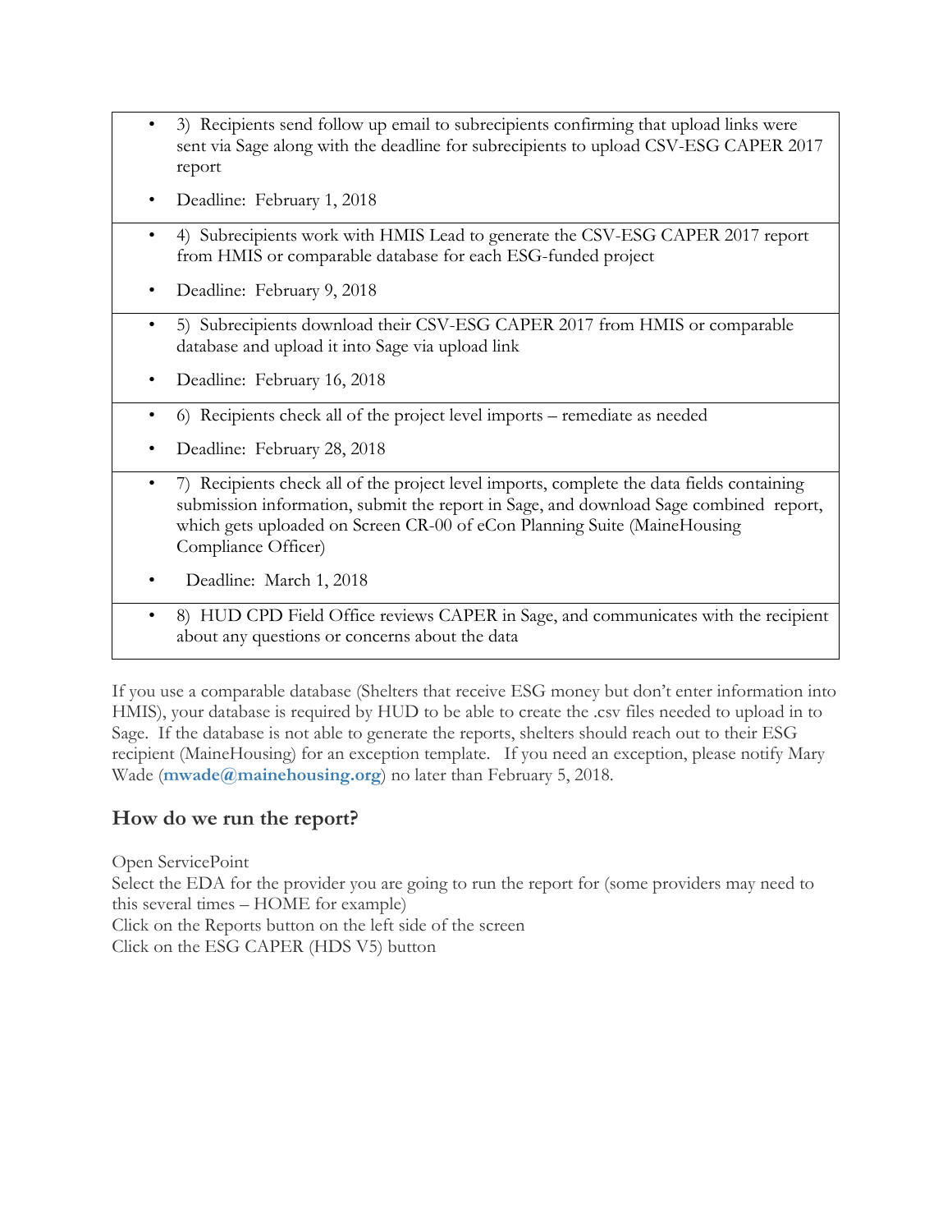| |
|---|
| • 3) Recipients send follow up email to subrecipients confirming that upload links were sent via Sage along with the deadline for subrecipients to upload CSV-ESG CAPER 2017 report<br>• Deadline: February 1, 2018 |
| • 4) Subrecipients work with HMIS Lead to generate the CSV-ESG CAPER 2017 report from HMIS or comparable database for each ESG-funded project<br>• Deadline: February 9, 2018 |
| • 5) Subrecipients download their CSV-ESG CAPER 2017 from HMIS or comparable database and upload it into Sage via upload link<br>• Deadline: February 16, 2018 |
| • 6) Recipients check all of the project level imports – remediate as needed<br>• Deadline: February 28, 2018 |
| • 7) Recipients check all of the project level imports, complete the data fields containing submission information, submit the report in Sage, and download Sage combined report, which gets uploaded on Screen CR-00 of eCon Planning Suite (MaineHousing Compliance Officer)<br>• Deadline: March 1, 2018 |
| • 8) HUD CPD Field Office reviews CAPER in Sage, and communicates with the recipient about any questions or concerns about the data |

If you use a comparable database (Shelters that receive ESG money but don't enter information into HMIS), your database is required by HUD to be able to create the .csv files needed to upload in to Sage. If the database is not able to generate the reports, shelters should reach out to their ESG recipient (MaineHousing) for an exception template. If you need an exception, please notify Mary Wade (**mwade@mainehousing.org**) no later than February 5, 2018.

## How do we run the report?

Open ServicePoint
Select the EDA for the provider you are going to run the report for (some providers may need to this several times – HOME for example)
Click on the Reports button on the left side of the screen
Click on the ESG CAPER (HDS V5) button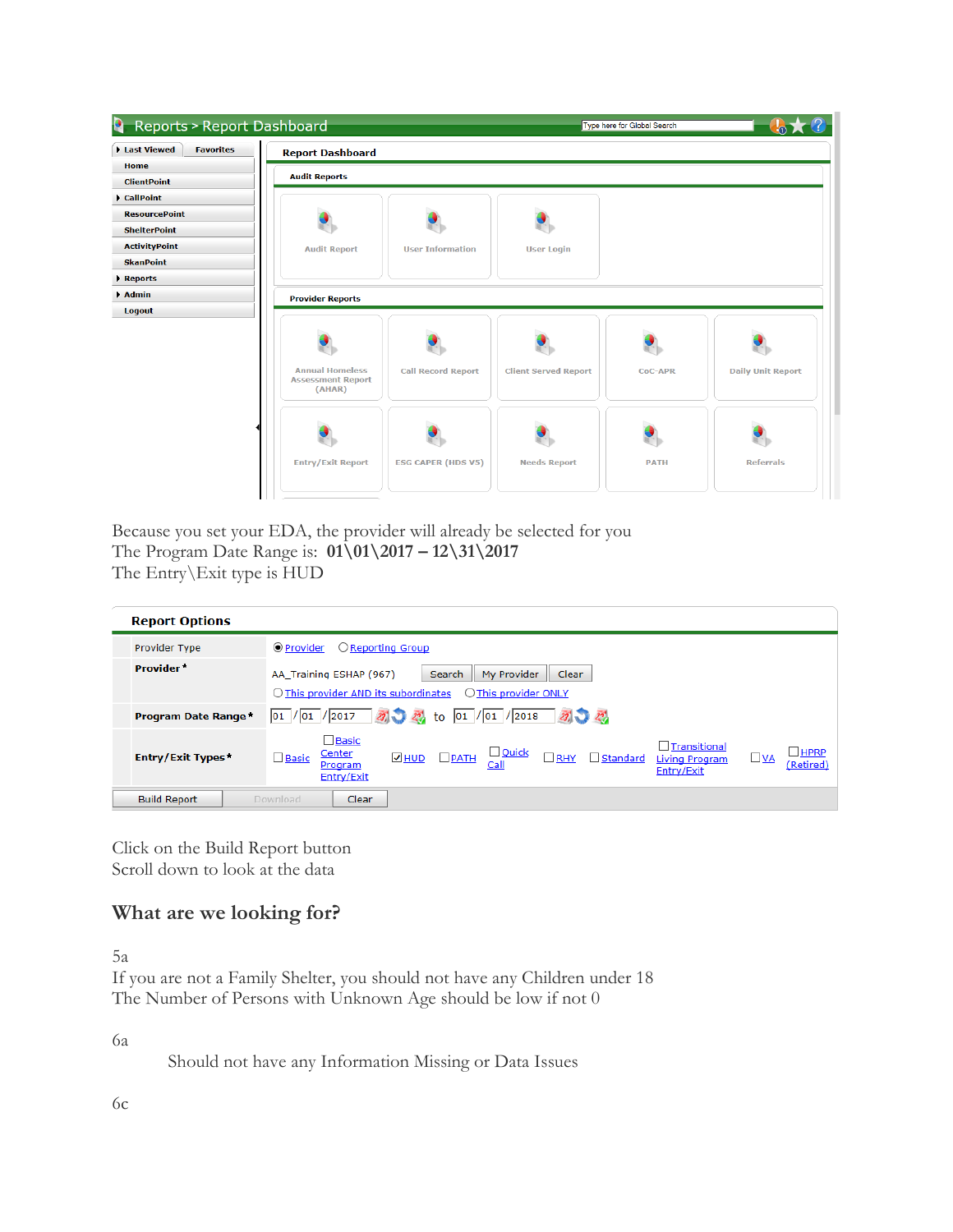Because you set your EDA, the provider will already be selected for you
The Program Date Range is: **01\01\2017 – 12\31\2017**
The Entry\Exit type is HUD

Click on the Build Report button
Scroll down to look at the data

## What are we looking for?

5a
If you are not a Family Shelter, you should not have any Children under 18
The Number of Persons with Unknown Age should be low if not 0

6a

Should not have any Information Missing or Data Issues

6c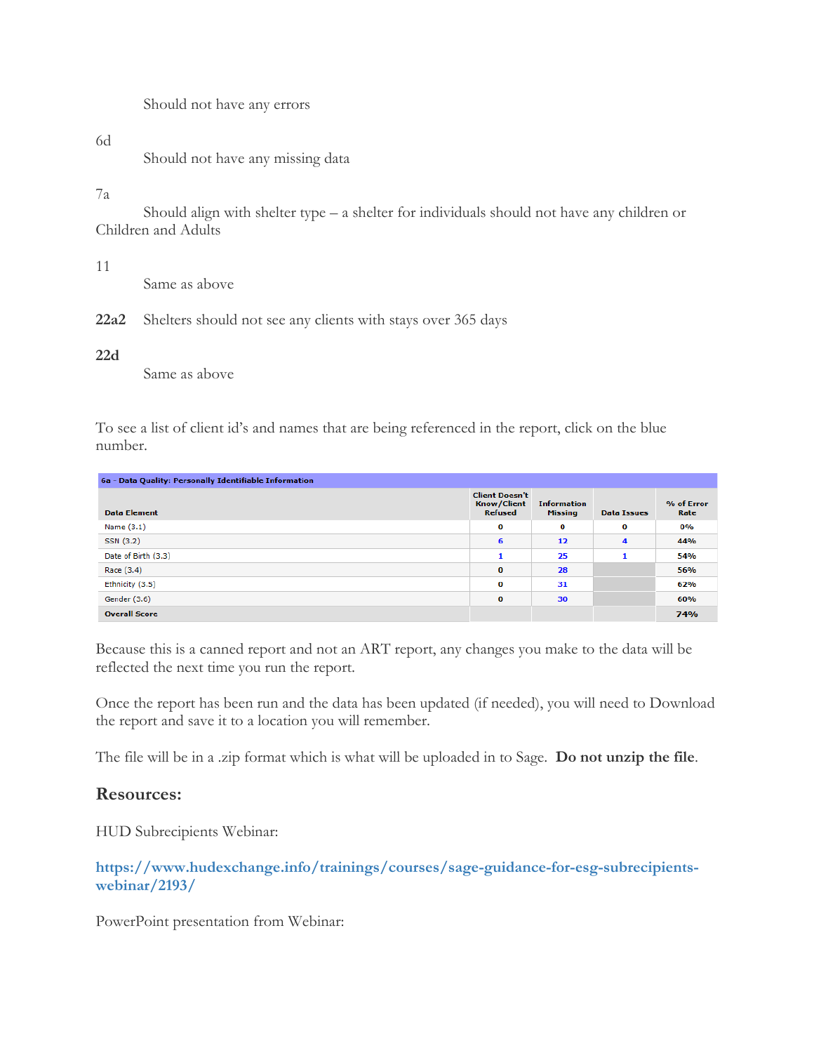Should not have any errors

6d

Should not have any missing data

7a

Should align with shelter type – a shelter for individuals should not have any children or Children and Adults

11

Same as above

**22a2** Shelters should not see any clients with stays over 365 days

**22d**

Same as above

To see a list of client id's and names that are being referenced in the report, click on the blue number.

| 6a - Data Quality: Personally Identifiable Information | | | | |
|---|---|---|---|---|
| **Data Element** | **Client Doesn't Know/Client Refused** | **Information Missing** | **Data Issues** | **% of Error Rate** |
| Name (3.1) | 0 | 0 | 0 | 0% |
| SSN (3.2) | 6 | 12 | 4 | 44% |
| Date of Birth (3.3) | 1 | 25 | 1 | 54% |
| Race (3.4) | 0 | 28 | | 56% |
| Ethnicity (3.5) | 0 | 31 | | 62% |
| Gender (3.6) | 0 | 30 | | 60% |
| **Overall Score** | | | | **74%** |

Because this is a canned report and not an ART report, any changes you make to the data will be reflected the next time you run the report.

Once the report has been run and the data has been updated (if needed), you will need to Download the report and save it to a location you will remember.

The file will be in a .zip format which is what will be uploaded in to Sage. **Do not unzip the file**.

## Resources:

HUD Subrecipients Webinar:

**https://www.hudexchange.info/trainings/courses/sage-guidance-for-esg-subrecipients-webinar/2193/**

PowerPoint presentation from Webinar: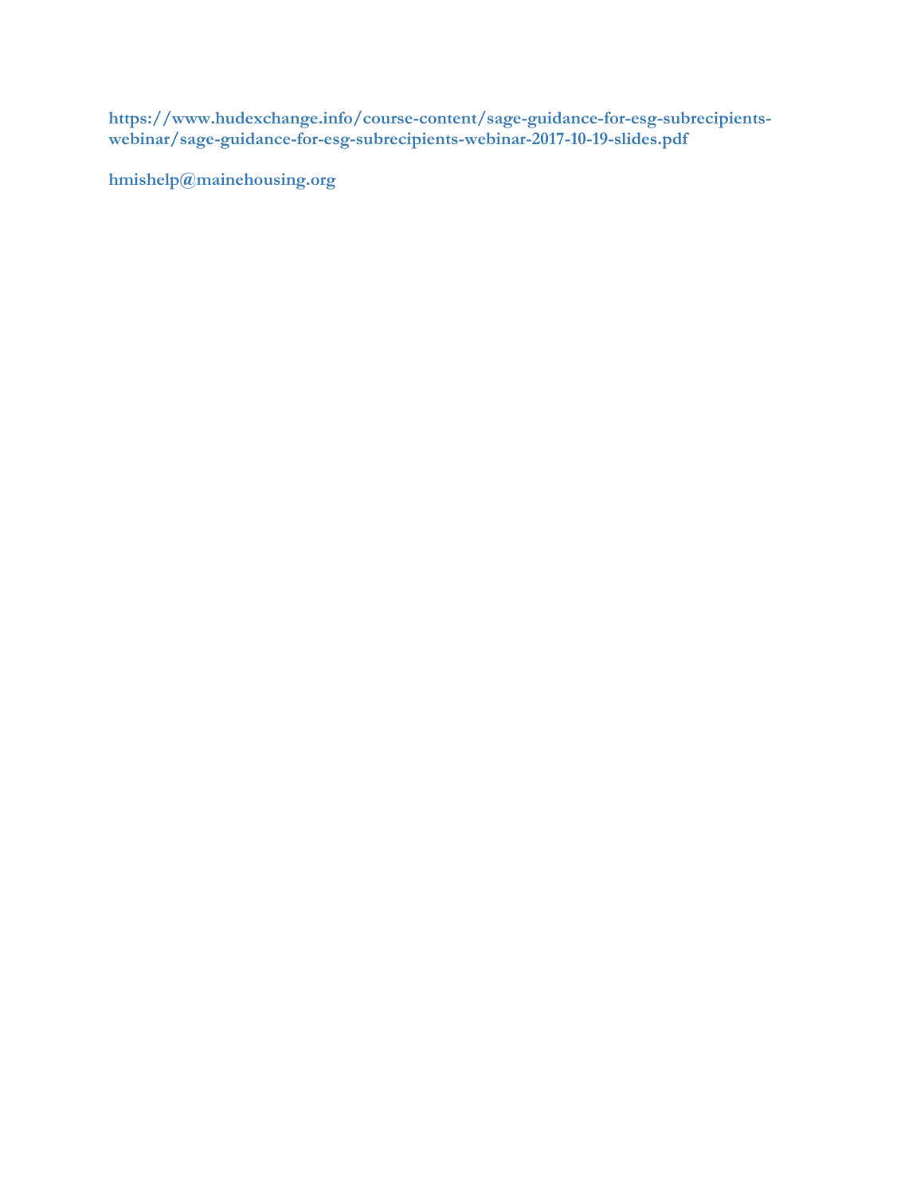**https://www.hudexchange.info/course-content/sage-guidance-for-esg-subrecipients-webinar/sage-guidance-for-esg-subrecipients-webinar-2017-10-19-slides.pdf**

**hmishelp@mainehousing.org**